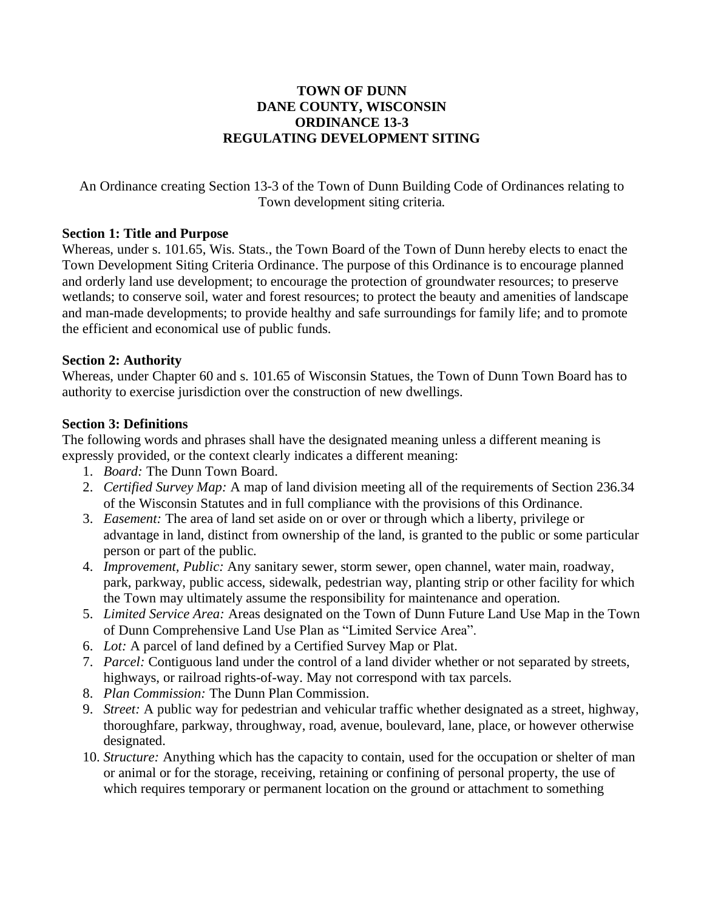# TOWN OF DUNN
# DANE COUNTY, WISCONSIN
# ORDINANCE 13-3
# REGULATING DEVELOPMENT SITING

An Ordinance creating Section 13-3 of the Town of Dunn Building Code of Ordinances relating to Town development siting criteria.

**Section 1: Title and Purpose**

Whereas, under s. 101.65, Wis. Stats., the Town Board of the Town of Dunn hereby elects to enact the Town Development Siting Criteria Ordinance. The purpose of this Ordinance is to encourage planned and orderly land use development; to encourage the protection of groundwater resources; to preserve wetlands; to conserve soil, water and forest resources; to protect the beauty and amenities of landscape and man-made developments; to provide healthy and safe surroundings for family life; and to promote the efficient and economical use of public funds.

**Section 2: Authority**

Whereas, under Chapter 60 and s. 101.65 of Wisconsin Statues, the Town of Dunn Town Board has to authority to exercise jurisdiction over the construction of new dwellings.

**Section 3: Definitions**

The following words and phrases shall have the designated meaning unless a different meaning is expressly provided, or the context clearly indicates a different meaning:

1. *Board:* The Dunn Town Board.
2. *Certified Survey Map:* A map of land division meeting all of the requirements of Section 236.34 of the Wisconsin Statutes and in full compliance with the provisions of this Ordinance.
3. *Easement:* The area of land set aside on or over or through which a liberty, privilege or advantage in land, distinct from ownership of the land, is granted to the public or some particular person or part of the public.
4. *Improvement, Public:* Any sanitary sewer, storm sewer, open channel, water main, roadway, park, parkway, public access, sidewalk, pedestrian way, planting strip or other facility for which the Town may ultimately assume the responsibility for maintenance and operation.
5. *Limited Service Area:* Areas designated on the Town of Dunn Future Land Use Map in the Town of Dunn Comprehensive Land Use Plan as "Limited Service Area".
6. *Lot:* A parcel of land defined by a Certified Survey Map or Plat.
7. *Parcel:* Contiguous land under the control of a land divider whether or not separated by streets, highways, or railroad rights-of-way. May not correspond with tax parcels.
8. *Plan Commission:* The Dunn Plan Commission.
9. *Street:* A public way for pedestrian and vehicular traffic whether designated as a street, highway, thoroughfare, parkway, throughway, road, avenue, boulevard, lane, place, or however otherwise designated.
10. *Structure:* Anything which has the capacity to contain, used for the occupation or shelter of man or animal or for the storage, receiving, retaining or confining of personal property, the use of which requires temporary or permanent location on the ground or attachment to something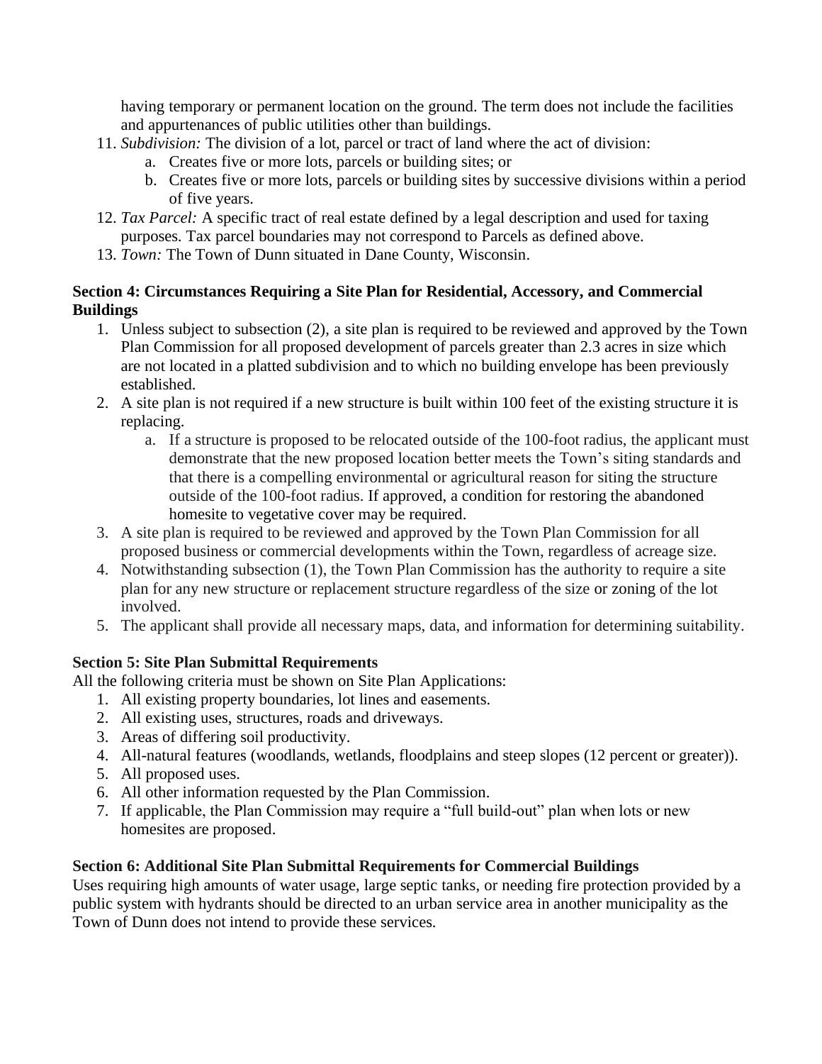having temporary or permanent location on the ground. The term does not include the facilities and appurtenances of public utilities other than buildings.

11. *Subdivision:* The division of a lot, parcel or tract of land where the act of division:
    a. Creates five or more lots, parcels or building sites; or
    b. Creates five or more lots, parcels or building sites by successive divisions within a period of five years.
12. *Tax Parcel:* A specific tract of real estate defined by a legal description and used for taxing purposes. Tax parcel boundaries may not correspond to Parcels as defined above.
13. *Town:* The Town of Dunn situated in Dane County, Wisconsin.

**Section 4: Circumstances Requiring a Site Plan for Residential, Accessory, and Commercial Buildings**

1. Unless subject to subsection (2), a site plan is required to be reviewed and approved by the Town Plan Commission for all proposed development of parcels greater than 2.3 acres in size which are not located in a platted subdivision and to which no building envelope has been previously established.
2. A site plan is not required if a new structure is built within 100 feet of the existing structure it is replacing.
    a. If a structure is proposed to be relocated outside of the 100-foot radius, the applicant must demonstrate that the new proposed location better meets the Town's siting standards and that there is a compelling environmental or agricultural reason for siting the structure outside of the 100-foot radius. If approved, a condition for restoring the abandoned homesite to vegetative cover may be required.
3. A site plan is required to be reviewed and approved by the Town Plan Commission for all proposed business or commercial developments within the Town, regardless of acreage size.
4. Notwithstanding subsection (1), the Town Plan Commission has the authority to require a site plan for any new structure or replacement structure regardless of the size or zoning of the lot involved.
5. The applicant shall provide all necessary maps, data, and information for determining suitability.

**Section 5: Site Plan Submittal Requirements**

All the following criteria must be shown on Site Plan Applications:

1. All existing property boundaries, lot lines and easements.
2. All existing uses, structures, roads and driveways.
3. Areas of differing soil productivity.
4. All-natural features (woodlands, wetlands, floodplains and steep slopes (12 percent or greater)).
5. All proposed uses.
6. All other information requested by the Plan Commission.
7. If applicable, the Plan Commission may require a "full build-out" plan when lots or new homesites are proposed.

**Section 6: Additional Site Plan Submittal Requirements for Commercial Buildings**

Uses requiring high amounts of water usage, large septic tanks, or needing fire protection provided by a public system with hydrants should be directed to an urban service area in another municipality as the Town of Dunn does not intend to provide these services.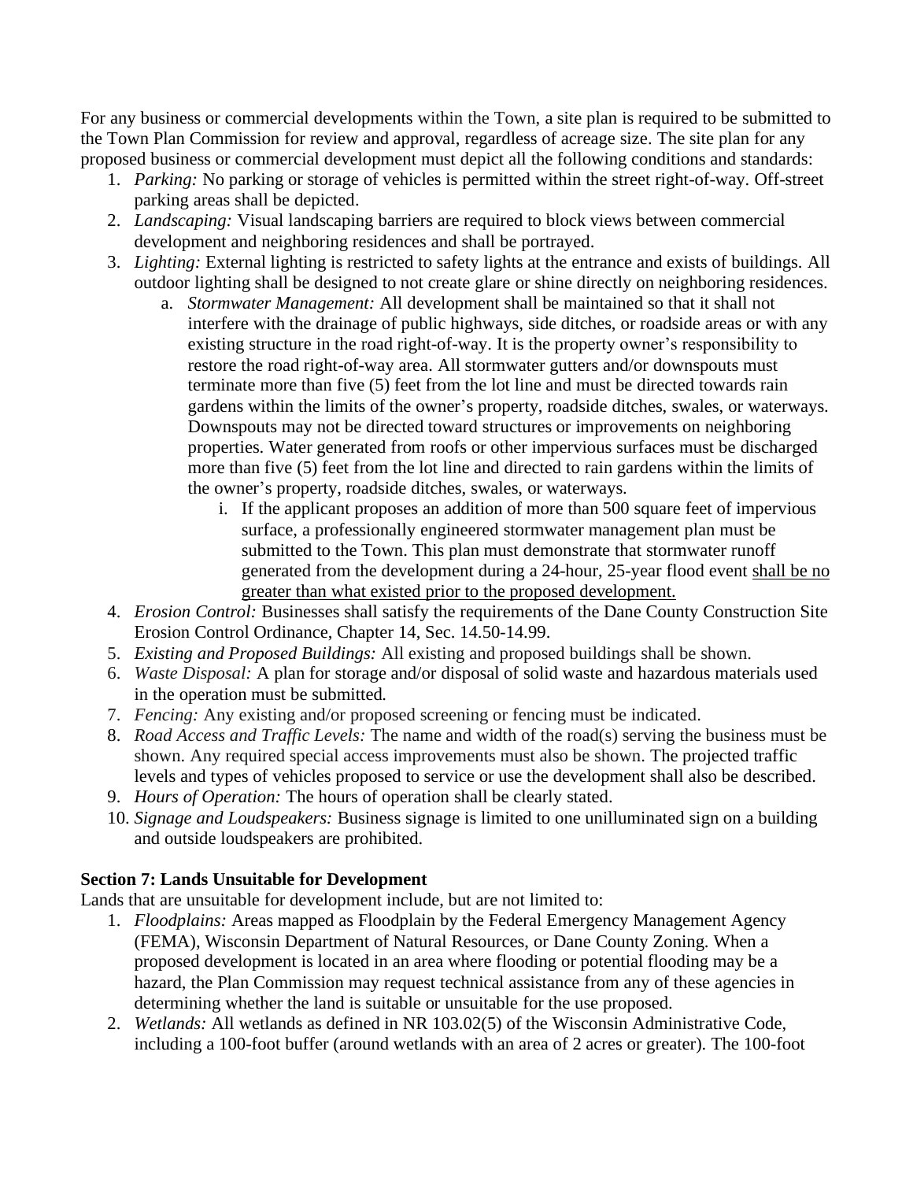For any business or commercial developments within the Town, a site plan is required to be submitted to the Town Plan Commission for review and approval, regardless of acreage size. The site plan for any proposed business or commercial development must depict all the following conditions and standards:

1. *Parking:* No parking or storage of vehicles is permitted within the street right-of-way. Off-street parking areas shall be depicted.
2. *Landscaping:* Visual landscaping barriers are required to block views between commercial development and neighboring residences and shall be portrayed.
3. *Lighting:* External lighting is restricted to safety lights at the entrance and exists of buildings. All outdoor lighting shall be designed to not create glare or shine directly on neighboring residences.
    a. *Stormwater Management:* All development shall be maintained so that it shall not interfere with the drainage of public highways, side ditches, or roadside areas or with any existing structure in the road right-of-way. It is the property owner's responsibility to restore the road right-of-way area. All stormwater gutters and/or downspouts must terminate more than five (5) feet from the lot line and must be directed towards rain gardens within the limits of the owner's property, roadside ditches, swales, or waterways. Downspouts may not be directed toward structures or improvements on neighboring properties. Water generated from roofs or other impervious surfaces must be discharged more than five (5) feet from the lot line and directed to rain gardens within the limits of the owner's property, roadside ditches, swales, or waterways.
        i. If the applicant proposes an addition of more than 500 square feet of impervious surface, a professionally engineered stormwater management plan must be submitted to the Town. This plan must demonstrate that stormwater runoff generated from the development during a 24-hour, 25-year flood event <u>shall be no greater than what existed prior to the proposed development.</u>
4. *Erosion Control:* Businesses shall satisfy the requirements of the Dane County Construction Site Erosion Control Ordinance, Chapter 14, Sec. 14.50-14.99.
5. *Existing and Proposed Buildings:* All existing and proposed buildings shall be shown.
6. *Waste Disposal:* A plan for storage and/or disposal of solid waste and hazardous materials used in the operation must be submitted.
7. *Fencing:* Any existing and/or proposed screening or fencing must be indicated.
8. *Road Access and Traffic Levels:* The name and width of the road(s) serving the business must be shown. Any required special access improvements must also be shown. The projected traffic levels and types of vehicles proposed to service or use the development shall also be described.
9. *Hours of Operation:* The hours of operation shall be clearly stated.
10. *Signage and Loudspeakers:* Business signage is limited to one unilluminated sign on a building and outside loudspeakers are prohibited.

**Section 7: Lands Unsuitable for Development**

Lands that are unsuitable for development include, but are not limited to:

1. *Floodplains:* Areas mapped as Floodplain by the Federal Emergency Management Agency (FEMA), Wisconsin Department of Natural Resources, or Dane County Zoning. When a proposed development is located in an area where flooding or potential flooding may be a hazard, the Plan Commission may request technical assistance from any of these agencies in determining whether the land is suitable or unsuitable for the use proposed.
2. *Wetlands:* All wetlands as defined in NR 103.02(5) of the Wisconsin Administrative Code, including a 100-foot buffer (around wetlands with an area of 2 acres or greater). The 100-foot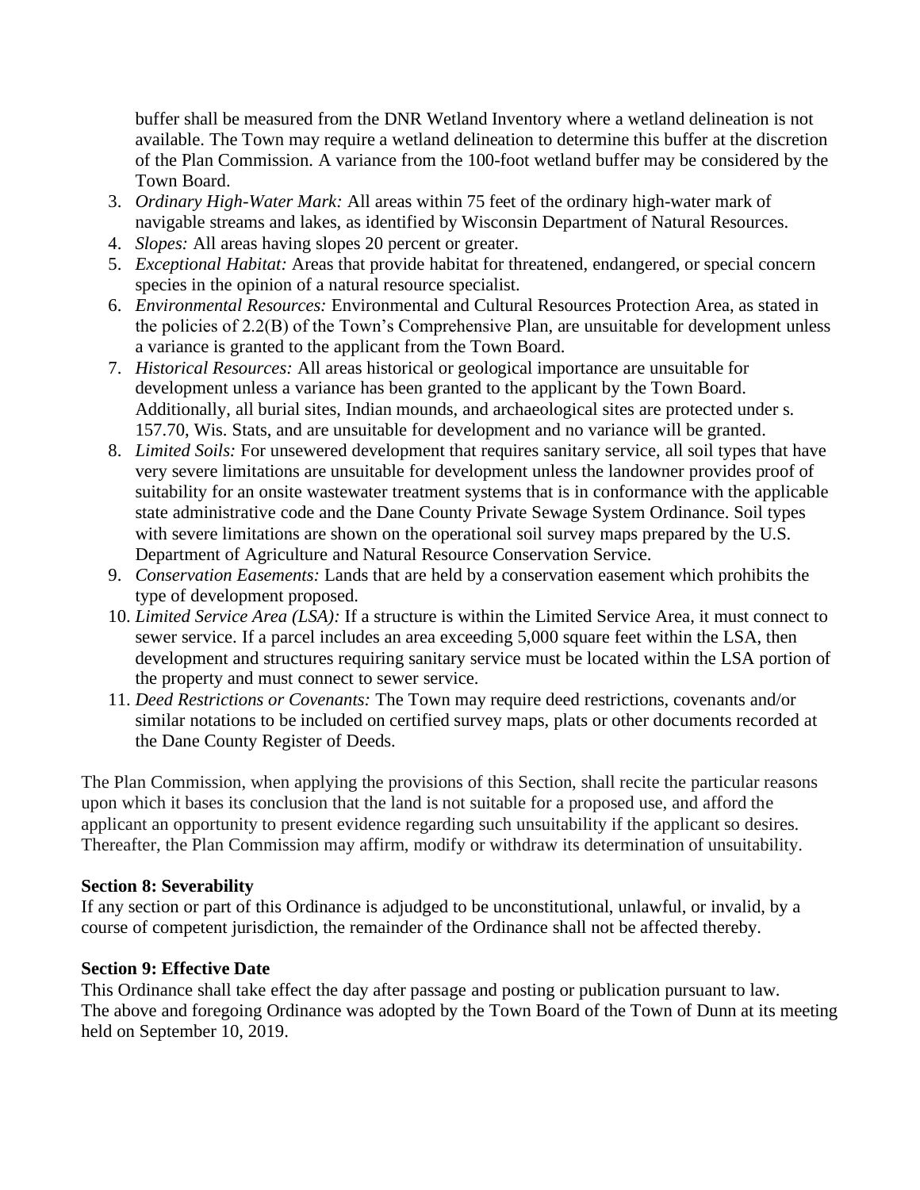buffer shall be measured from the DNR Wetland Inventory where a wetland delineation is not available. The Town may require a wetland delineation to determine this buffer at the discretion of the Plan Commission. A variance from the 100-foot wetland buffer may be considered by the Town Board.

3. *Ordinary High-Water Mark:* All areas within 75 feet of the ordinary high-water mark of navigable streams and lakes, as identified by Wisconsin Department of Natural Resources.
4. *Slopes:* All areas having slopes 20 percent or greater.
5. *Exceptional Habitat:* Areas that provide habitat for threatened, endangered, or special concern species in the opinion of a natural resource specialist.
6. *Environmental Resources:* Environmental and Cultural Resources Protection Area, as stated in the policies of 2.2(B) of the Town's Comprehensive Plan, are unsuitable for development unless a variance is granted to the applicant from the Town Board.
7. *Historical Resources:* All areas historical or geological importance are unsuitable for development unless a variance has been granted to the applicant by the Town Board. Additionally, all burial sites, Indian mounds, and archaeological sites are protected under s. 157.70, Wis. Stats, and are unsuitable for development and no variance will be granted.
8. *Limited Soils:* For unsewered development that requires sanitary service, all soil types that have very severe limitations are unsuitable for development unless the landowner provides proof of suitability for an onsite wastewater treatment systems that is in conformance with the applicable state administrative code and the Dane County Private Sewage System Ordinance. Soil types with severe limitations are shown on the operational soil survey maps prepared by the U.S. Department of Agriculture and Natural Resource Conservation Service.
9. *Conservation Easements:* Lands that are held by a conservation easement which prohibits the type of development proposed.
10. *Limited Service Area (LSA):* If a structure is within the Limited Service Area, it must connect to sewer service. If a parcel includes an area exceeding 5,000 square feet within the LSA, then development and structures requiring sanitary service must be located within the LSA portion of the property and must connect to sewer service.
11. *Deed Restrictions or Covenants:* The Town may require deed restrictions, covenants and/or similar notations to be included on certified survey maps, plats or other documents recorded at the Dane County Register of Deeds.

The Plan Commission, when applying the provisions of this Section, shall recite the particular reasons upon which it bases its conclusion that the land is not suitable for a proposed use, and afford the applicant an opportunity to present evidence regarding such unsuitability if the applicant so desires. Thereafter, the Plan Commission may affirm, modify or withdraw its determination of unsuitability.

**Section 8: Severability**

If any section or part of this Ordinance is adjudged to be unconstitutional, unlawful, or invalid, by a course of competent jurisdiction, the remainder of the Ordinance shall not be affected thereby.

**Section 9: Effective Date**

This Ordinance shall take effect the day after passage and posting or publication pursuant to law. The above and foregoing Ordinance was adopted by the Town Board of the Town of Dunn at its meeting held on September 10, 2019.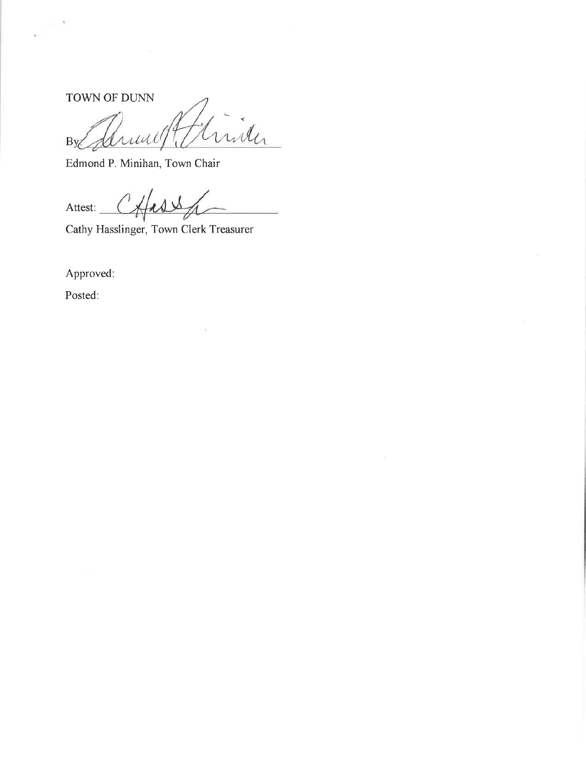TOWN OF DUNN

By: ______________________________

Edmond P. Minihan, Town Chair

Attest: ______________________________

Cathy Hasslinger, Town Clerk Treasurer

Approved:

Posted: